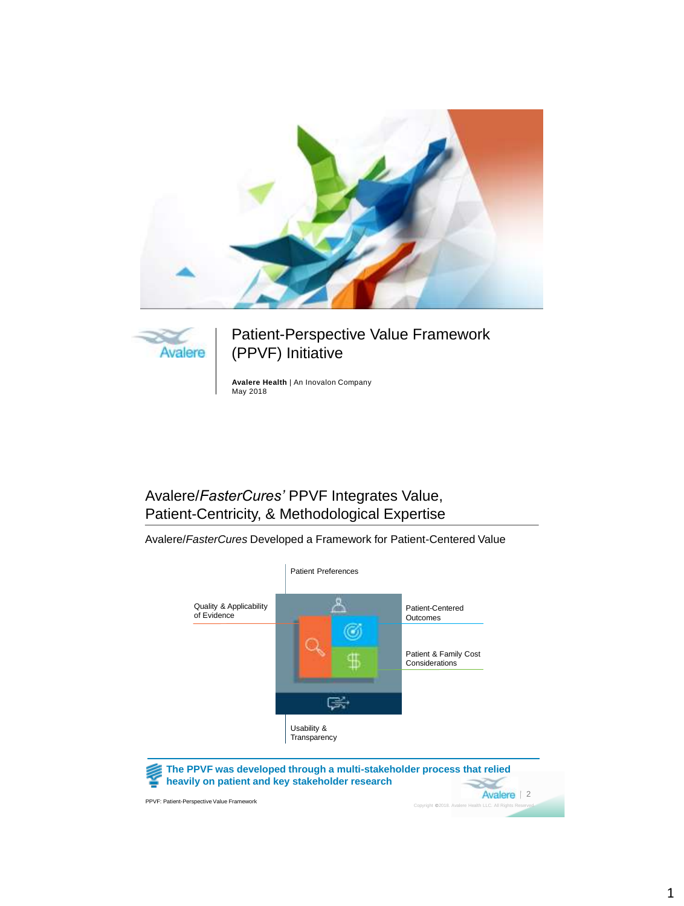# Patient-Perspective Value Framework (PPVF) Initiative

**Avalere Health** | An Inovalon Company
May 2018

## Avalere/*FasterCures'* PPVF Integrates Value, Patient-Centricity, & Methodological Expertise

Avalere/*FasterCures* Developed a Framework for Patient-Centered Value

- Patient Preferences
- Quality & Applicability of Evidence
- Patient-Centered Outcomes
- Patient & Family Cost Considerations
- Usability & Transparency

**The PPVF was developed through a multi-stakeholder process that relied heavily on patient and key stakeholder research**

PPVF: Patient-Perspective Value Framework

Copyright ©2018. Avalere Health LLC. All Rights Reserved.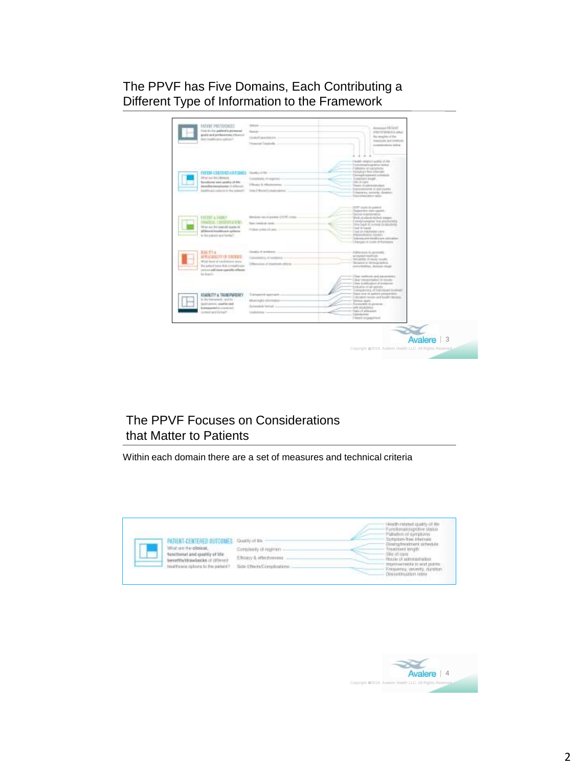## The PPVF has Five Domains, Each Contributing a Different Type of Information to the Framework

## The PPVF Focuses on Considerations that Matter to Patients

Within each domain there are a set of measures and technical criteria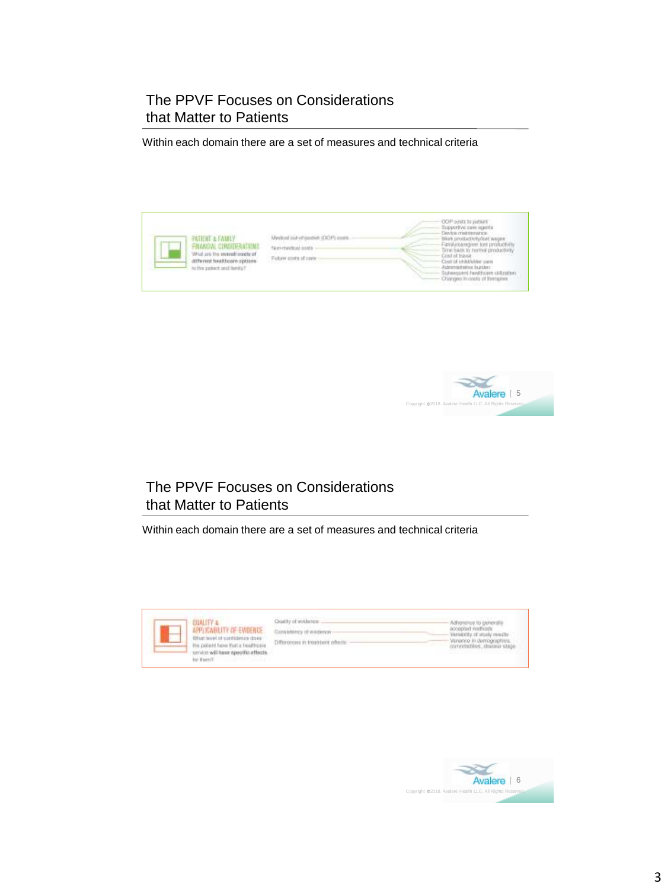## The PPVF Focuses on Considerations that Matter to Patients

Within each domain there are a set of measures and technical criteria

PATIENT & FAMILY FINANCIAL CONSIDERATIONS

What are the overall costs of different healthcare options to the patient and family?

- Medical out-of-pocket (OOP) costs
- Non-medical costs
- Future costs of care

- OOP costs to patient
- Supportive care agents
- Device maintenance
- Work productivity/lost wages
- Family/caregiver lost productivity
- Time back to normal productivity
- Cost of travel
- Cost of child/elder care
- Administrative burden
- Subsequent healthcare utilization
- Changes in costs of therapies

## The PPVF Focuses on Considerations that Matter to Patients

Within each domain there are a set of measures and technical criteria

QUALITY & APPLICABILITY OF EVIDENCE

What level of confidence does the patient have that a healthcare service will have specific effects for them?

- Quality of evidence
- Consistency of evidence
- Differences in treatment effects

- Adherence to generally accepted methods
- Variability of study results
- Variance in demographics, comorbidities, disease stage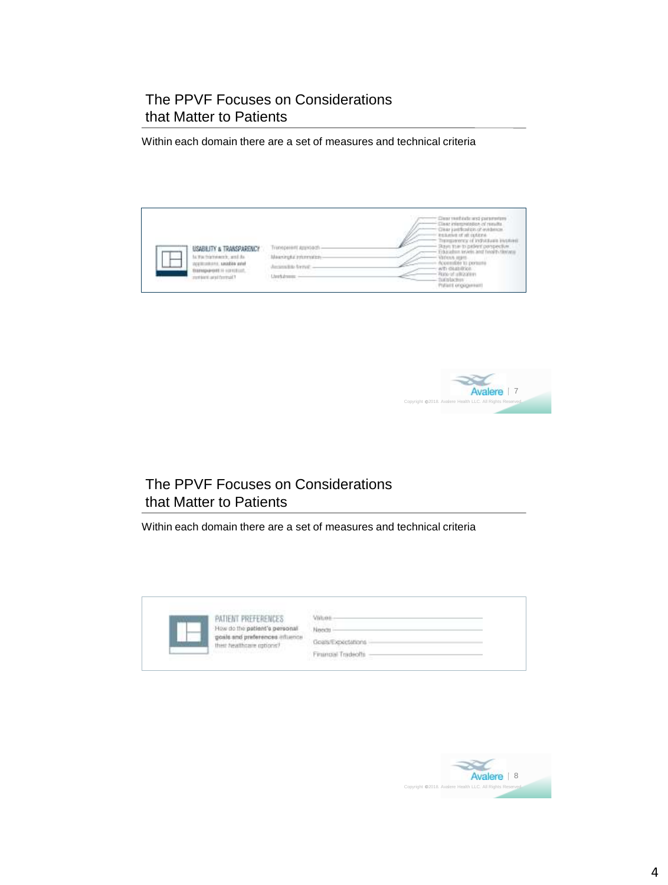## The PPVF Focuses on Considerations that Matter to Patients

Within each domain there are a set of measures and technical criteria

**USABILITY & TRANSPARENCY**

Is the framework, and its applications, **usable and transparent** in construct, content and format?

- Transparent approach
- Meaningful information
- Accessible format
- Usefulness

Technical criteria:

- Clear methods and parameters
- Clear interpretation of results
- Clear justification of evidence
- Inclusive of all options
- Transparency of individuals involved
- Stays true to patient perspective
- Education levels and health literacy
- Various ages
- Accessible to persons with disabilities
- Rate of utilization
- Satisfaction
- Patient engagement

## The PPVF Focuses on Considerations that Matter to Patients

Within each domain there are a set of measures and technical criteria

**PATIENT PREFERENCES**

How do the **patient's personal goals and preferences** influence their healthcare options?

- Values
- Needs
- Goals/Expectations
- Financial Tradeoffs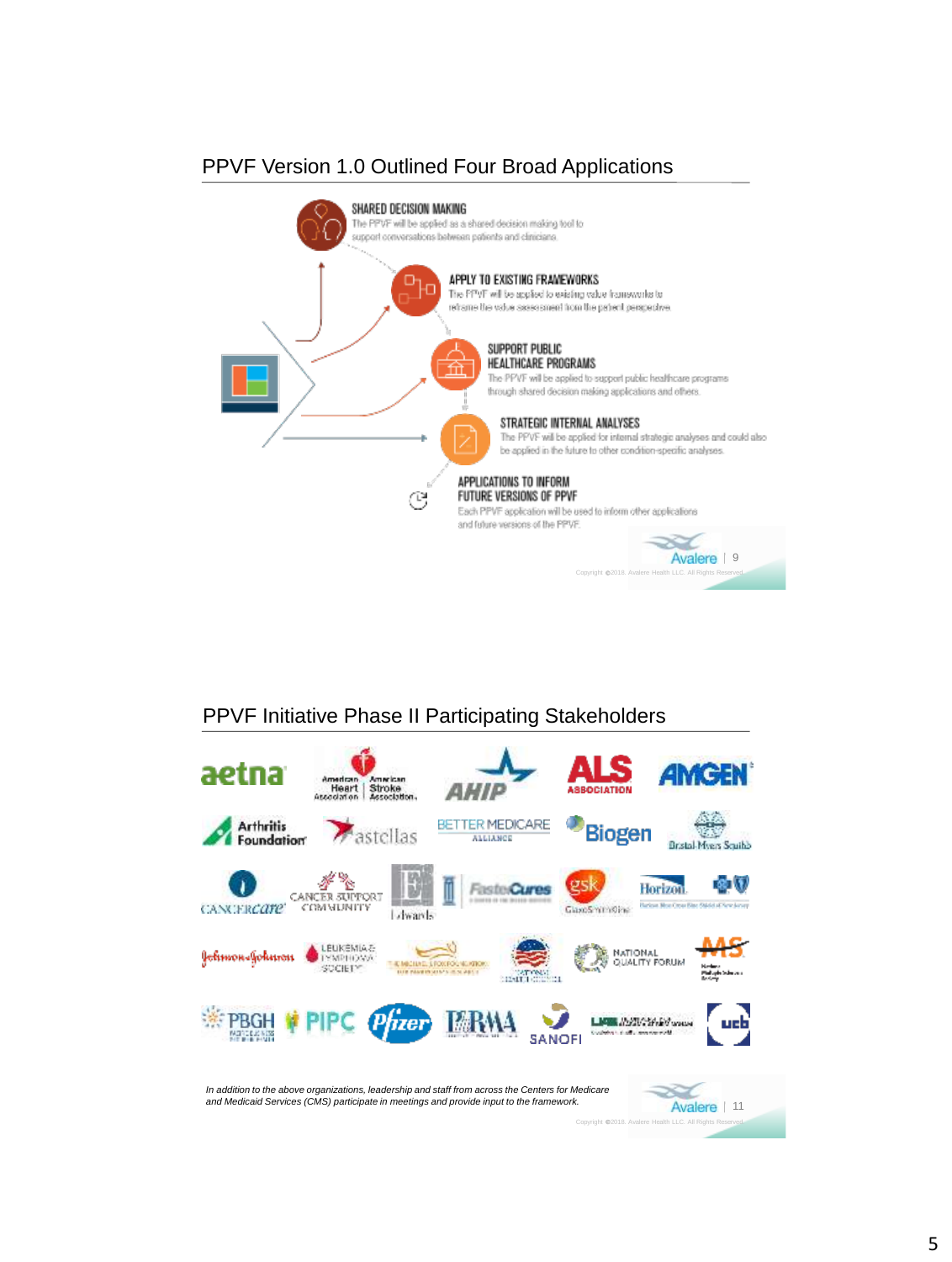## PPVF Version 1.0 Outlined Four Broad Applications

**SHARED DECISION MAKING**
The PPVF will be applied as a shared decision making tool to support conversations between patients and clinicians.

**APPLY TO EXISTING FRAMEWORKS**
The PPVF will be applied to existing value frameworks to reframe the value assessment from the patient perspective.

**SUPPORT PUBLIC HEALTHCARE PROGRAMS**
The PPVF will be applied to support public healthcare programs through shared decision making applications and others.

**STRATEGIC INTERNAL ANALYSES**
The PPVF will be applied for internal strategic analyses and could also be applied in the future to other condition-specific analyses.

**APPLICATIONS TO INFORM FUTURE VERSIONS OF PPVF**
Each PPVF application will be used to inform other applications and future versions of the PPVF.

Avalere | 9

Copyright ©2018. Avalere Health LLC. All Rights Reserved.

## PPVF Initiative Phase II Participating Stakeholders

aetna, American Heart Association | American Stroke Association, AHIP, ALS Association, AMGEN, Arthritis Foundation, astellas, Better Medicare Alliance, Biogen, Bristol-Myers Squibb, CancerCare, Cancer Support Community, Edwards, FasterCures, GSK GlaxoSmithKline, Horizon, Johnson & Johnson, Leukemia & Lymphoma Society, National Health Council, National Quality Forum, MS National Multiple Sclerosis Society, PBGH, PIPC, Pfizer, PhRMA, Sanofi, UCB

*In addition to the above organizations, leadership and staff from across the Centers for Medicare and Medicaid Services (CMS) participate in meetings and provide input to the framework.*

Avalere | 11

Copyright ©2018. Avalere Health LLC. All Rights Reserved.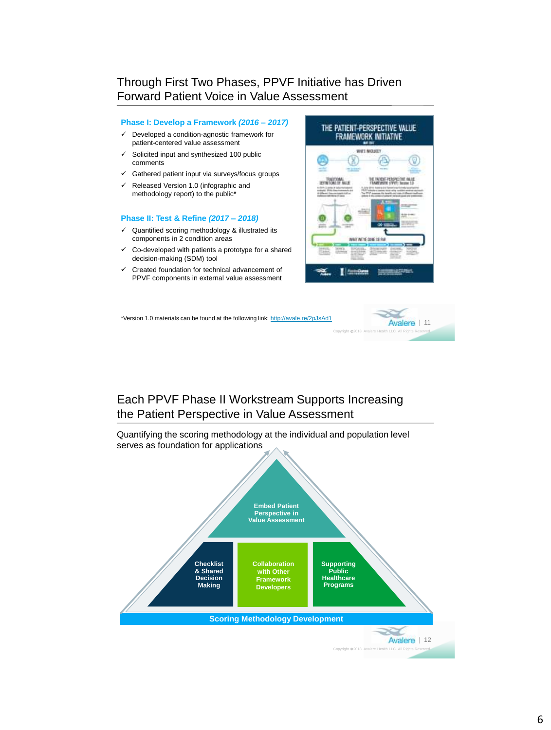## Through First Two Phases, PPVF Initiative has Driven Forward Patient Voice in Value Assessment

**Phase I: Develop a Framework *(2016 – 2017)***

- ✓ Developed a condition-agnostic framework for patient-centered value assessment
- ✓ Solicited input and synthesized 100 public comments
- ✓ Gathered patient input via surveys/focus groups
- ✓ Released Version 1.0 (infographic and methodology report) to the public*

**Phase II: Test & Refine *(2017 – 2018)***

- ✓ Quantified scoring methodology & illustrated its components in 2 condition areas
- ✓ Co-developed with patients a prototype for a shared decision-making (SDM) tool
- ✓ Created foundation for technical advancement of PPVF components in external value assessment

*Version 1.0 materials can be found at the following link: http://avale.re/2pJsAd1

## Each PPVF Phase II Workstream Supports Increasing the Patient Perspective in Value Assessment

Quantifying the scoring methodology at the individual and population level serves as foundation for applications

- Embed Patient Perspective in Value Assessment
- Checklist & Shared Decision Making
- Collaboration with Other Framework Developers
- Supporting Public Healthcare Programs
- Scoring Methodology Development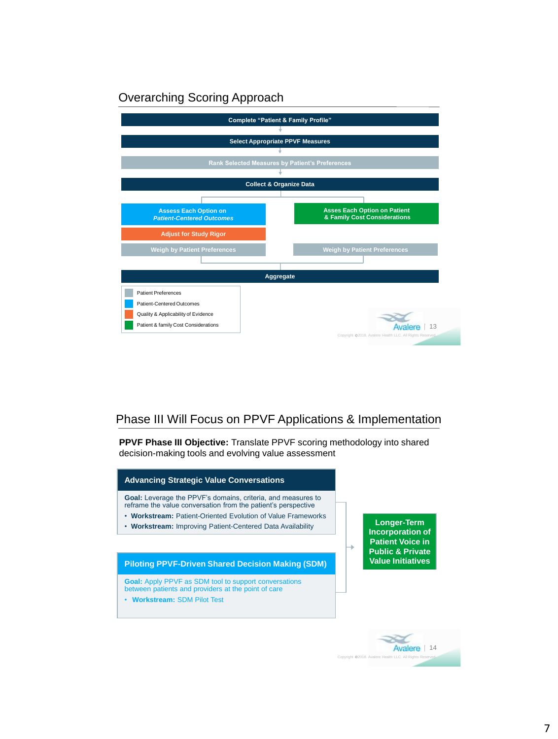## Overarching Scoring Approach

Complete "Patient & Family Profile"

Select Appropriate PPVF Measures

Rank Selected Measures by Patient's Preferences

Collect & Organize Data

Assess Each Option on *Patient-Centered Outcomes*

Adjust for Study Rigor

Weigh by Patient Preferences

Asses Each Option on Patient & Family Cost Considerations

Weigh by Patient Preferences

Aggregate

- Patient Preferences
- Patient-Centered Outcomes
- Quality & Applicability of Evidence
- Patient & family Cost Considerations

## Phase III Will Focus on PPVF Applications & Implementation

**PPVF Phase III Objective:** Translate PPVF scoring methodology into shared decision-making tools and evolving value assessment

### Advancing Strategic Value Conversations

**Goal:** Leverage the PPVF's domains, criteria, and measures to reframe the value conversation from the patient's perspective

- **Workstream:** Patient-Oriented Evolution of Value Frameworks
- **Workstream:** Improving Patient-Centered Data Availability

### Piloting PPVF-Driven Shared Decision Making (SDM)

**Goal:** Apply PPVF as SDM tool to support conversations between patients and providers at the point of care

- **Workstream:** SDM Pilot Test

**Longer-Term Incorporation of Patient Voice in Public & Private Value Initiatives**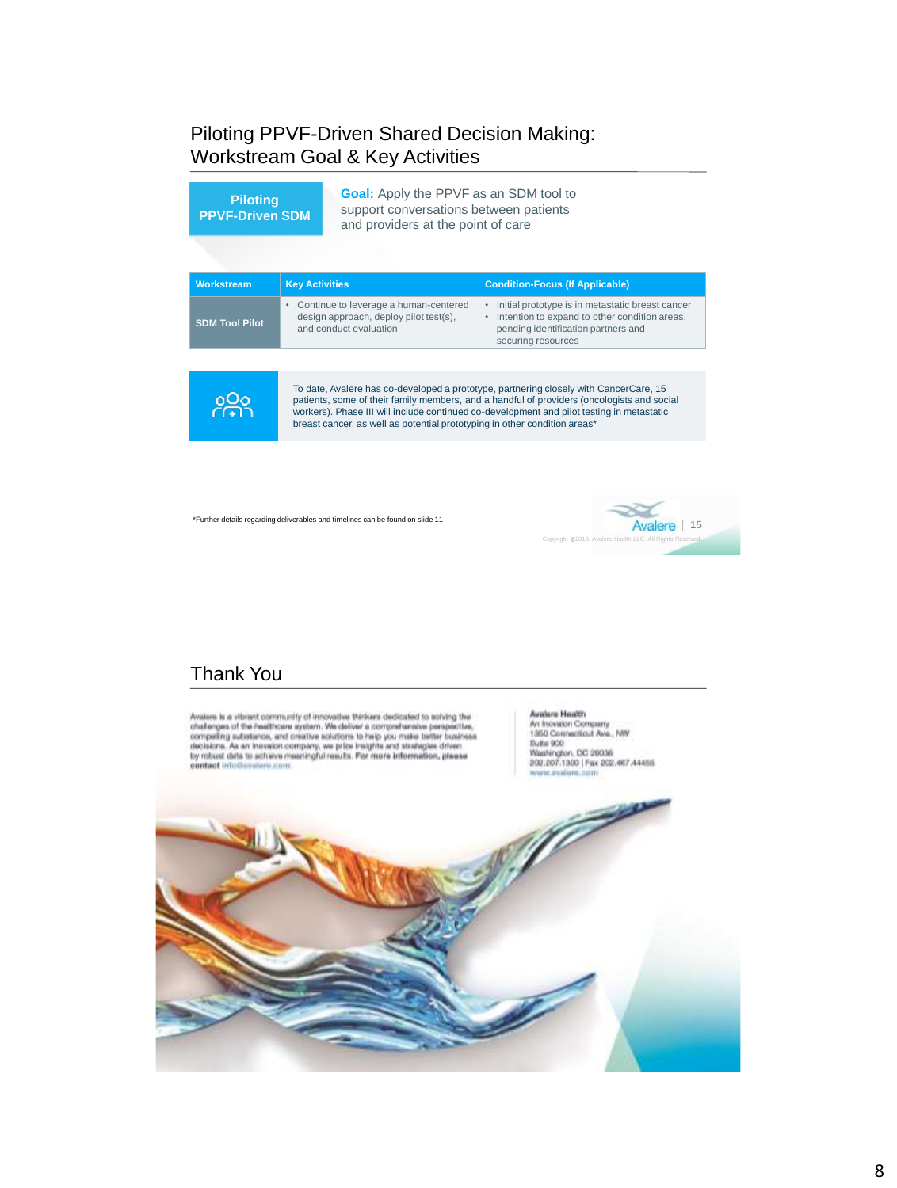# Piloting PPVF-Driven Shared Decision Making: Workstream Goal & Key Activities

**Piloting PPVF-Driven SDM**

**Goal:** Apply the PPVF as an SDM tool to support conversations between patients and providers at the point of care

| Workstream | Key Activities | Condition-Focus (If Applicable) |
|---|---|---|
| SDM Tool Pilot | • Continue to leverage a human-centered design approach, deploy pilot test(s), and conduct evaluation | • Initial prototype is in metastatic breast cancer<br>• Intention to expand to other condition areas, pending identification partners and securing resources |

To date, Avalere has co-developed a prototype, partnering closely with CancerCare, 15 patients, some of their family members, and a handful of providers (oncologists and social workers). Phase III will include continued co-development and pilot testing in metastatic breast cancer, as well as potential prototyping in other condition areas*

*Further details regarding deliverables and timelines can be found on slide 11

Copyright ©2018. Avalere Health LLC. All Rights Reserved.

# Thank You

Avalere is a vibrant community of innovative thinkers dedicated to solving the challenges of the healthcare system. We deliver a comprehensive perspective, compelling substance, and creative solutions to help you make better business decisions. As an Inovalon company, we prize insights and strategies driven by robust data to achieve meaningful results. **For more information, please contact** info@avalere.com.

**Avalere Health**
An Inovalon Company
1350 Connecticut Ave., NW
Suite 900
Washington, DC 20036
202.207.1300 | Fax 202.467.4455
www.avalere.com